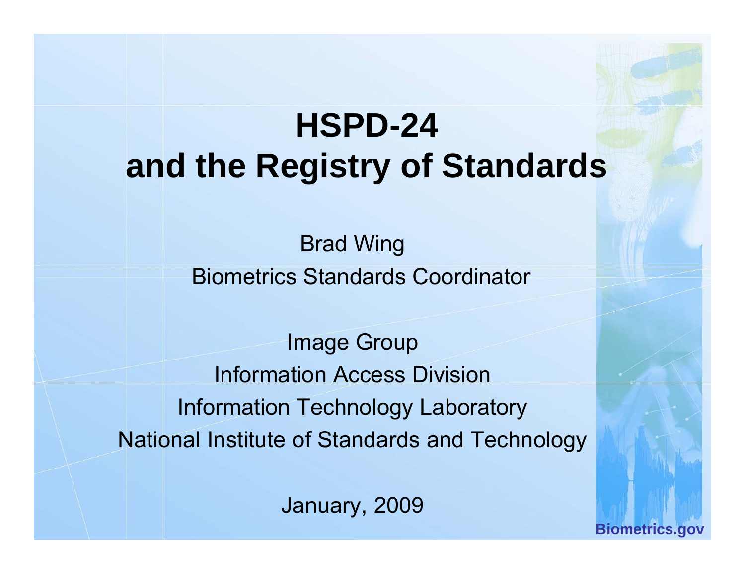# HSPD-24 and the Registry of Standards

Brad Wing

Biometrics Standards Coordinator

Image Group

Information Access Division

Information Technology Laboratory

National Institute of Standards and Technology

January, 2009

Biometrics.gov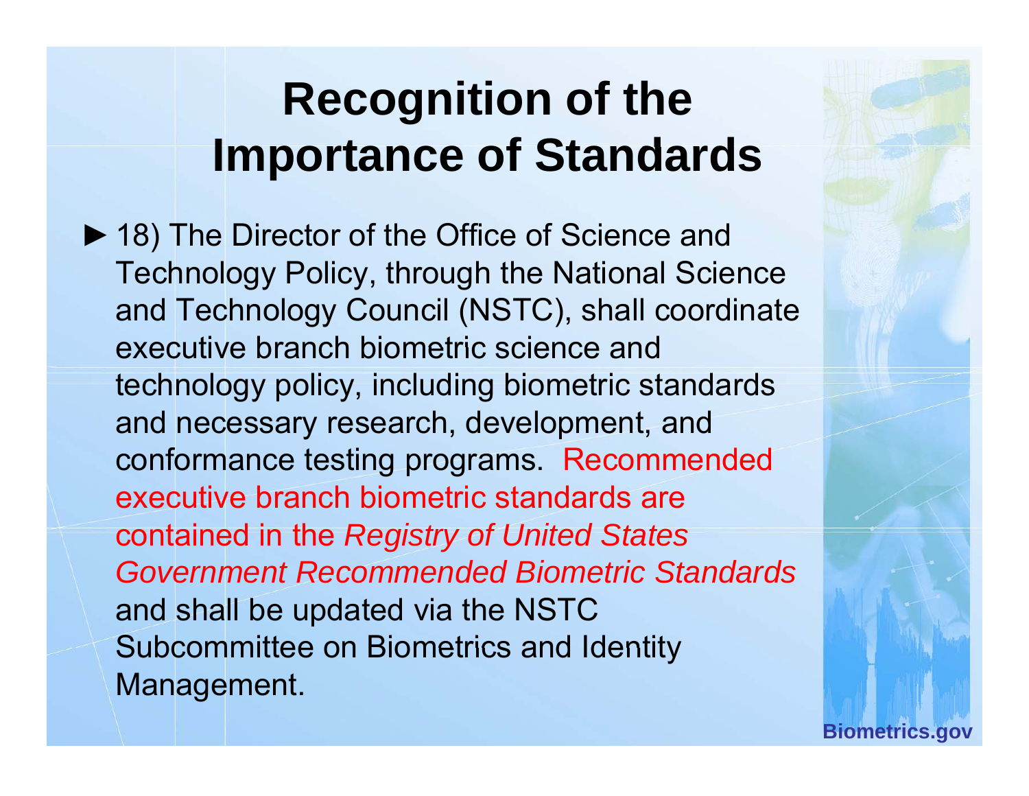# Recognition of the Importance of Standards

- 18) The Director of the Office of Science and Technology Policy, through the National Science and Technology Council (NSTC), shall coordinate executive branch biometric science and technology policy, including biometric standards and necessary research, development, and conformance testing programs. Recommended executive branch biometric standards are contained in the *Registry of United States Government Recommended Biometric Standards* and shall be updated via the NSTC Subcommittee on Biometrics and Identity Management.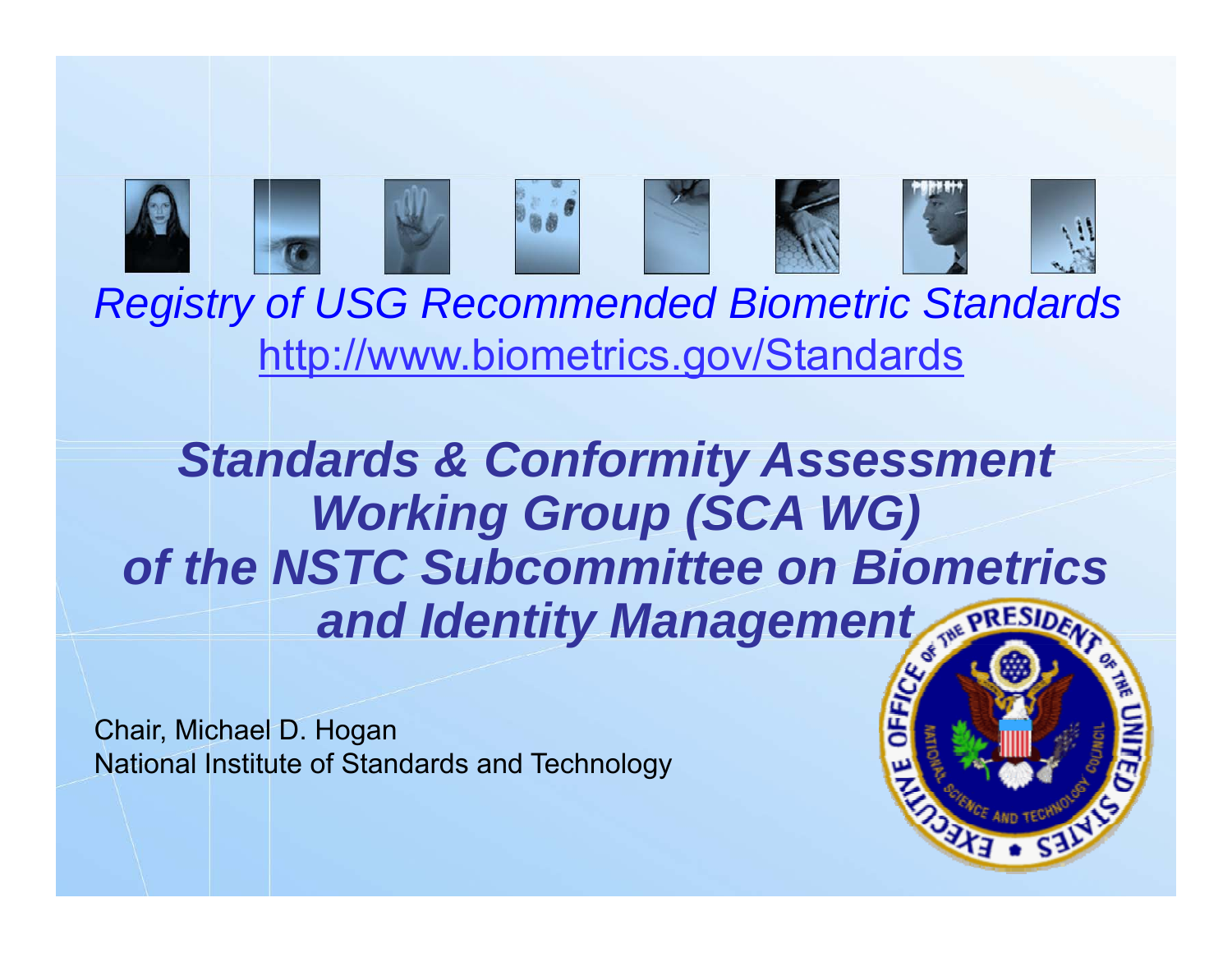*Registry of USG Recommended Biometric Standards*

http://www.biometrics.gov/Standards

# *Standards & Conformity Assessment Working Group (SCA WG) of the NSTC Subcommittee on Biometrics and Identity Management*

Chair, Michael D. Hogan
National Institute of Standards and Technology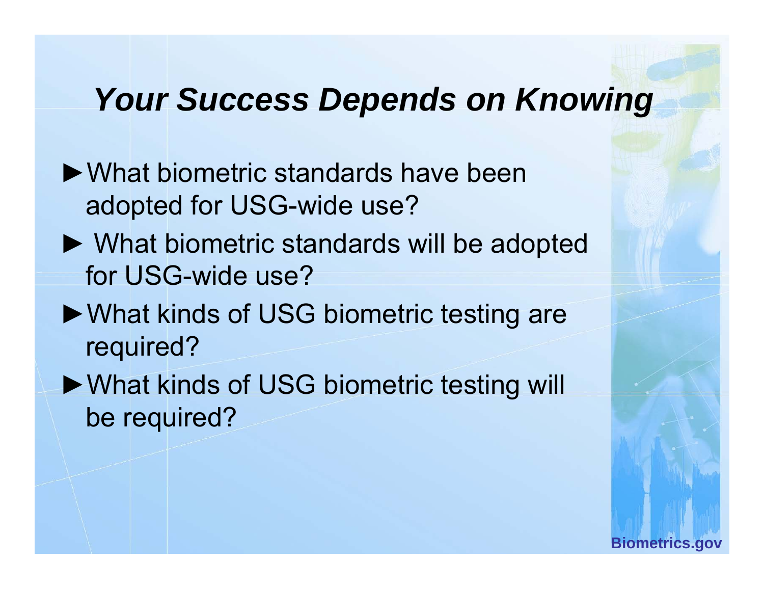# *Your Success Depends on Knowing*

- What biometric standards have been adopted for USG-wide use?
- What biometric standards will be adopted for USG-wide use?
- What kinds of USG biometric testing are required?
- What kinds of USG biometric testing will be required?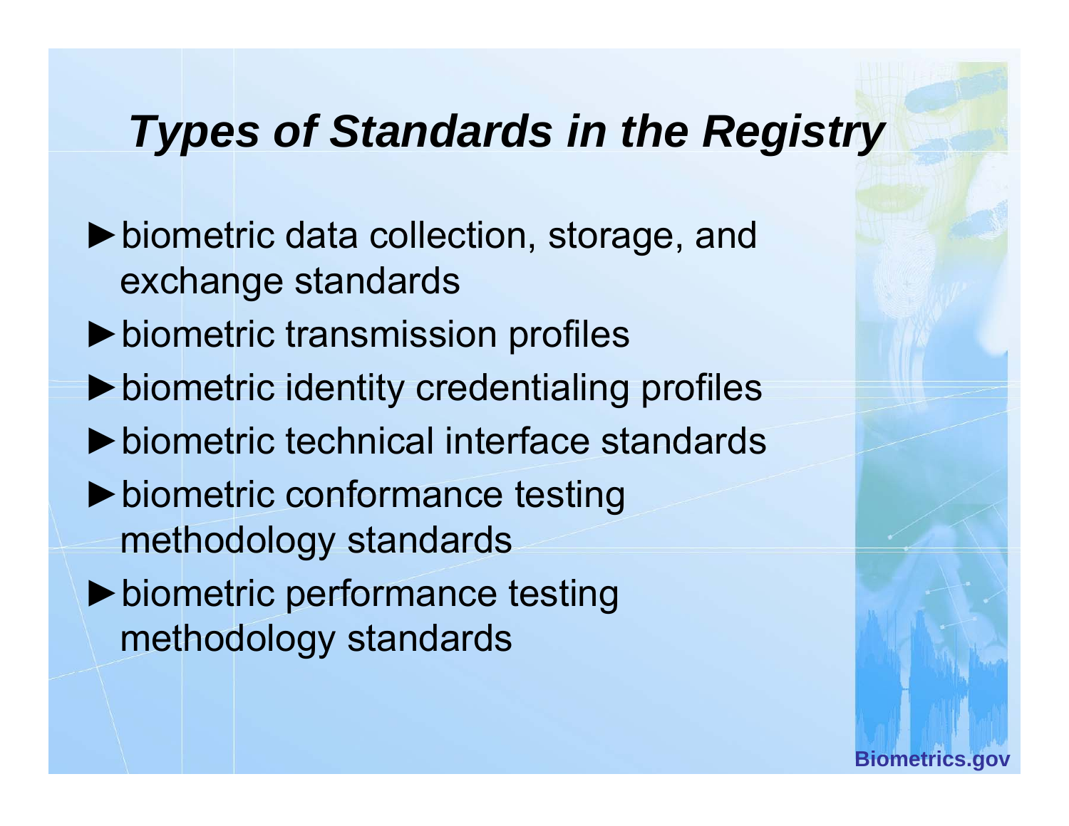# *Types of Standards in the Registry*

- biometric data collection, storage, and exchange standards
- biometric transmission profiles
- biometric identity credentialing profiles
- biometric technical interface standards
- biometric conformance testing methodology standards
- biometric performance testing methodology standards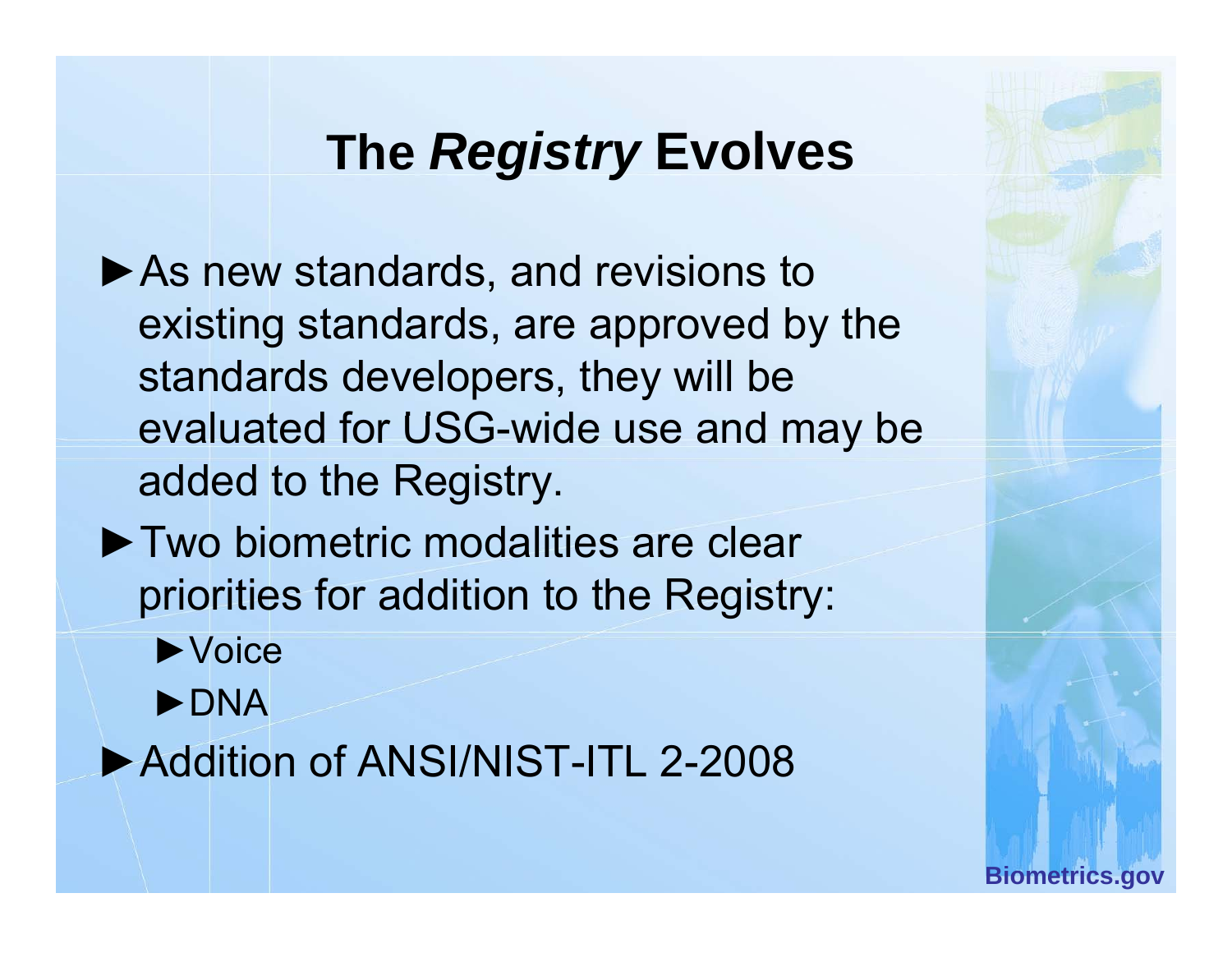# The *Registry* Evolves

- As new standards, and revisions to existing standards, are approved by the standards developers, they will be evaluated for USG-wide use and may be added to the Registry.
- Two biometric modalities are clear priorities for addition to the Registry:
  - Voice
  - DNA
- Addition of ANSI/NIST-ITL 2-2008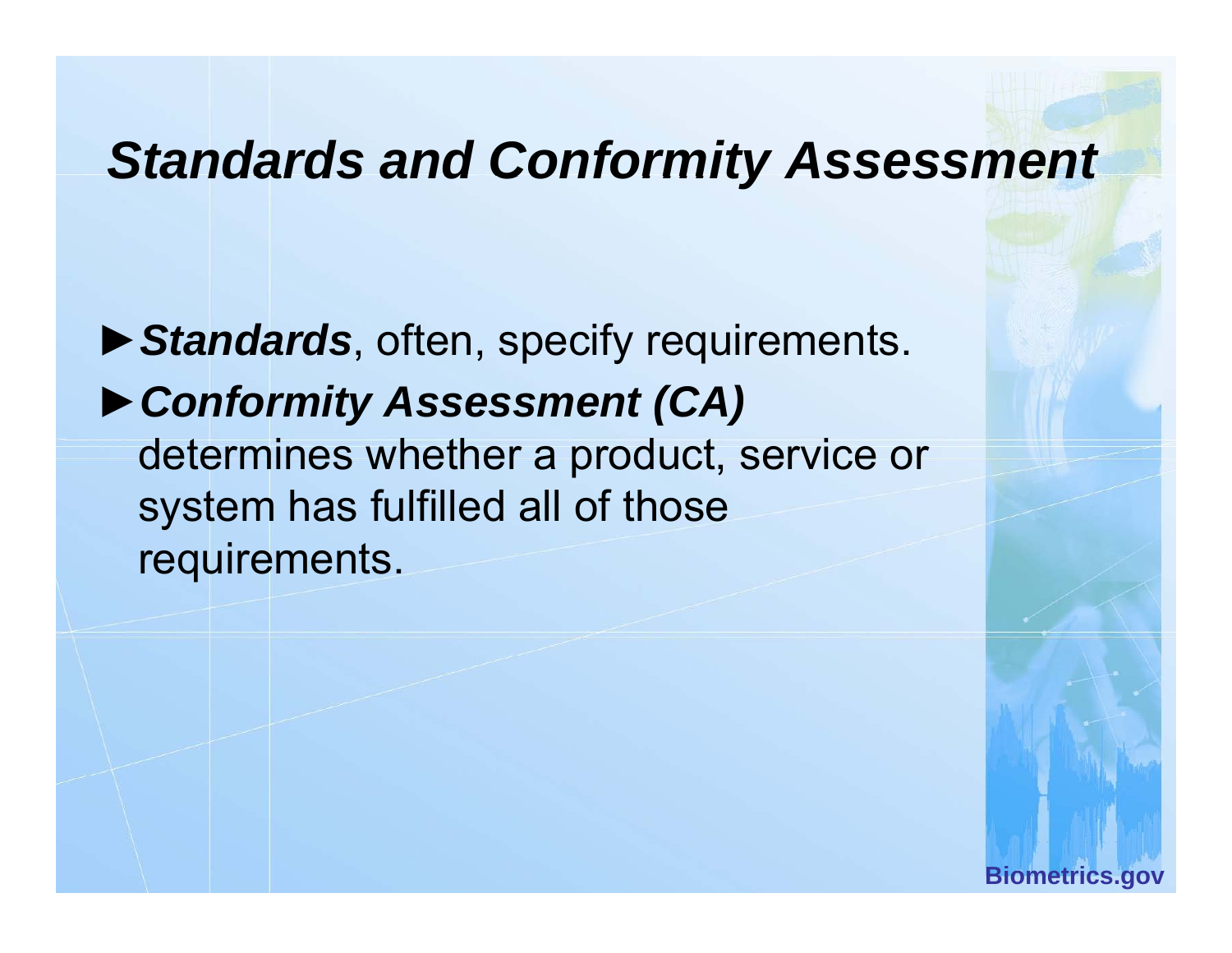# *Standards and Conformity Assessment*

- ***Standards***, often, specify requirements.
- ***Conformity Assessment (CA)*** determines whether a product, service or system has fulfilled all of those requirements.

Biometrics.gov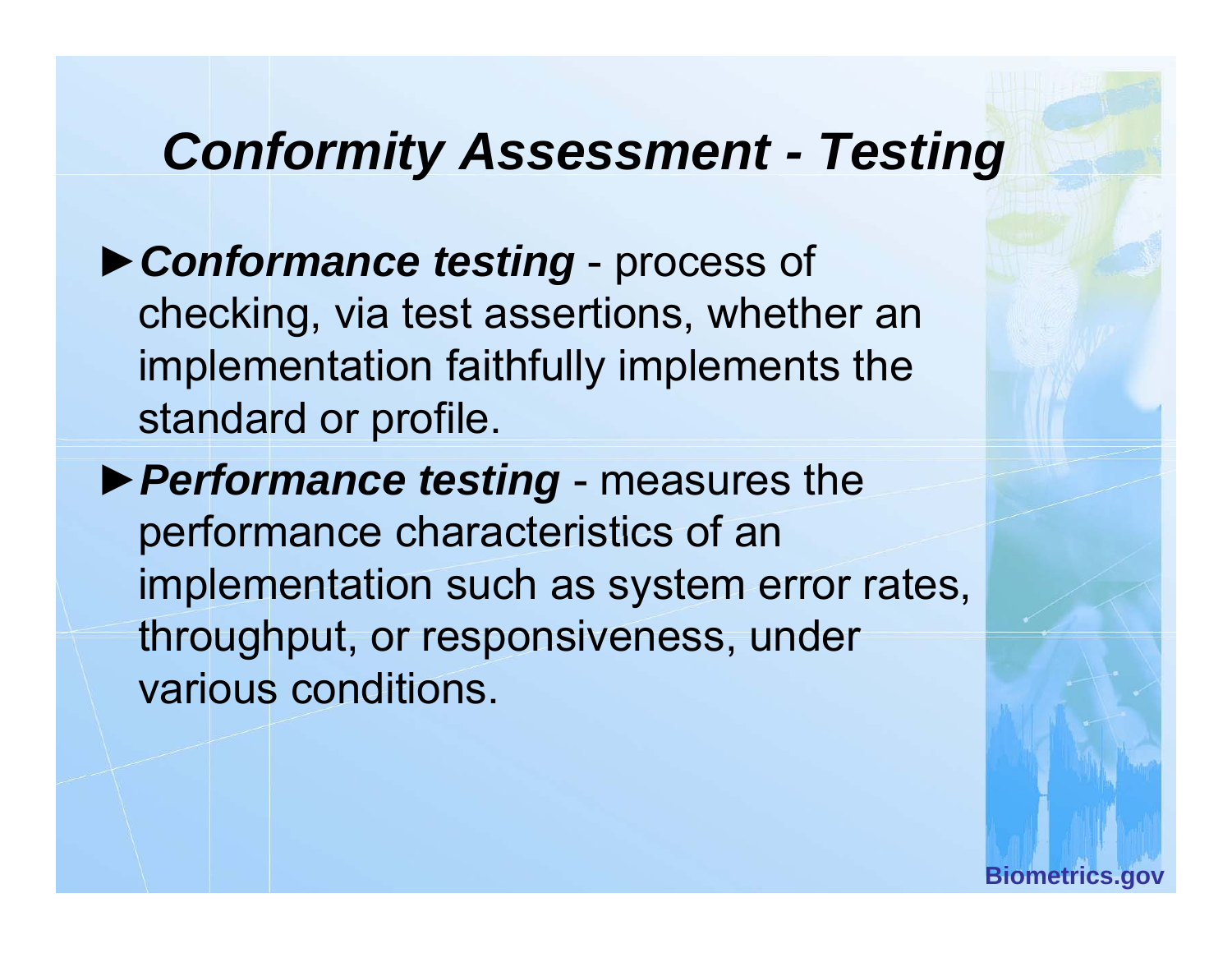# *Conformity Assessment - Testing*

- ***Conformance testing*** - process of checking, via test assertions, whether an implementation faithfully implements the standard or profile.
- ***Performance testing*** - measures the performance characteristics of an implementation such as system error rates, throughput, or responsiveness, under various conditions.

**Biometrics.gov**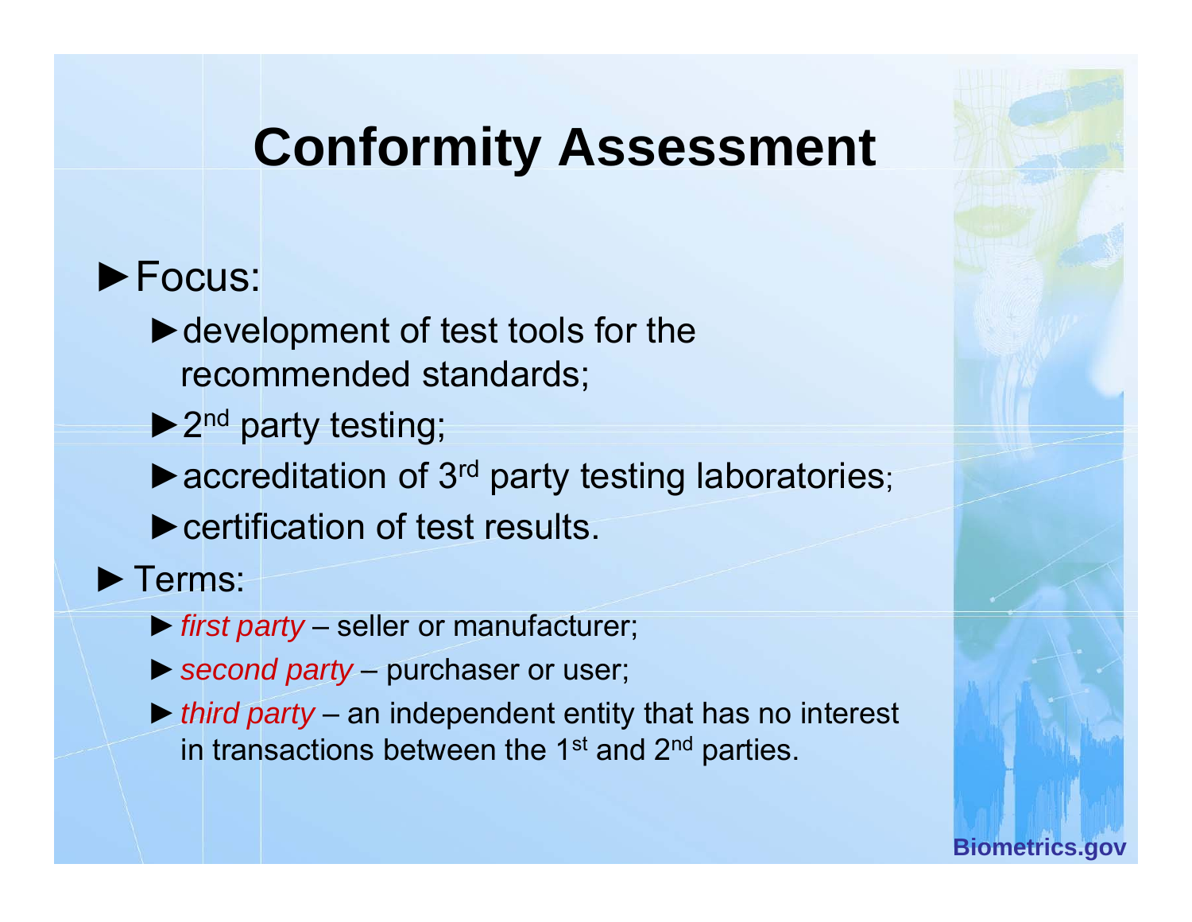# Conformity Assessment

- Focus:
  - development of test tools for the recommended standards;
  - 2nd party testing;
  - accreditation of 3rd party testing laboratories;
  - certification of test results.
- Terms:
  - *first party* – seller or manufacturer;
  - *second party* – purchaser or user;
  - *third party* – an independent entity that has no interest in transactions between the 1st and 2nd parties.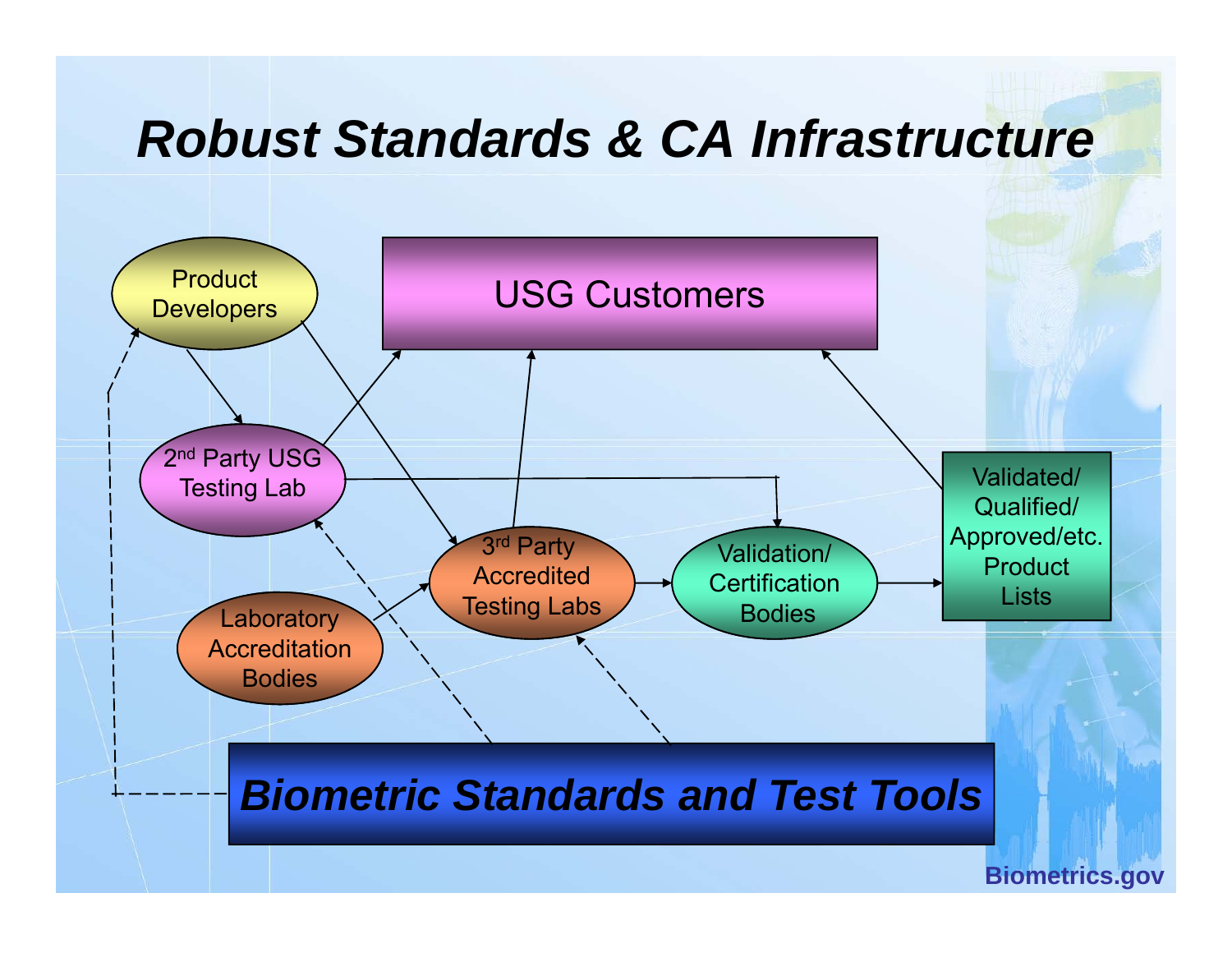# Robust Standards & CA Infrastructure

Product Developers

USG Customers

2nd Party USG Testing Lab

3rd Party Accredited Testing Labs

Validation/ Certification Bodies

Validated/ Qualified/ Approved/etc. Product Lists

Laboratory Accreditation Bodies

***Biometric Standards and Test Tools***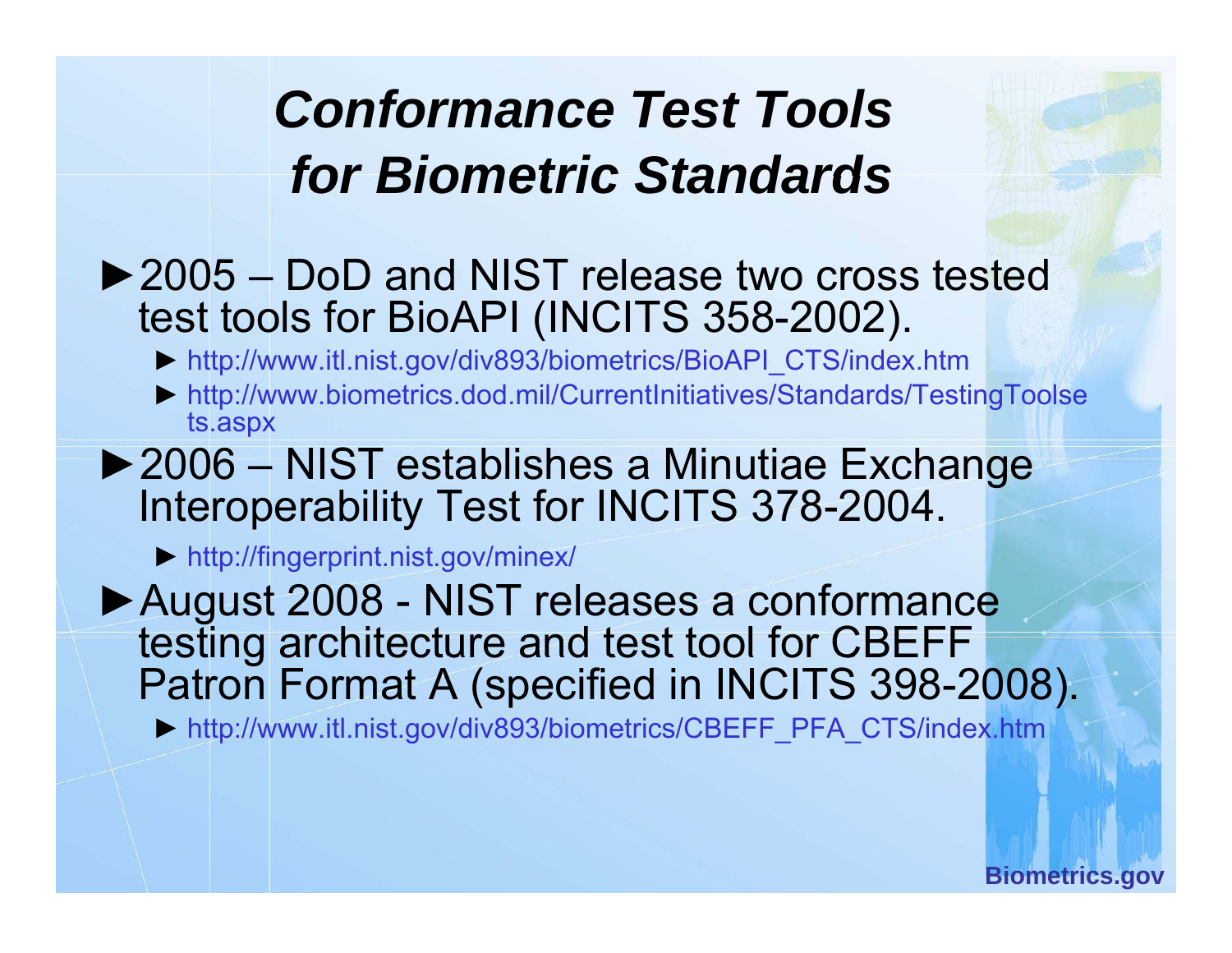# *Conformance Test Tools for Biometric Standards*

- 2005 – DoD and NIST release two cross tested test tools for BioAPI (INCITS 358-2002).
  - http://www.itl.nist.gov/div893/biometrics/BioAPI_CTS/index.htm
  - http://www.biometrics.dod.mil/CurrentInitiatives/Standards/TestingToolsets.aspx
- 2006 – NIST establishes a Minutiae Exchange Interoperability Test for INCITS 378-2004.
  - http://fingerprint.nist.gov/minex/
- August 2008 - NIST releases a conformance testing architecture and test tool for CBEFF Patron Format A (specified in INCITS 398-2008).
  - http://www.itl.nist.gov/div893/biometrics/CBEFF_PFA_CTS/index.htm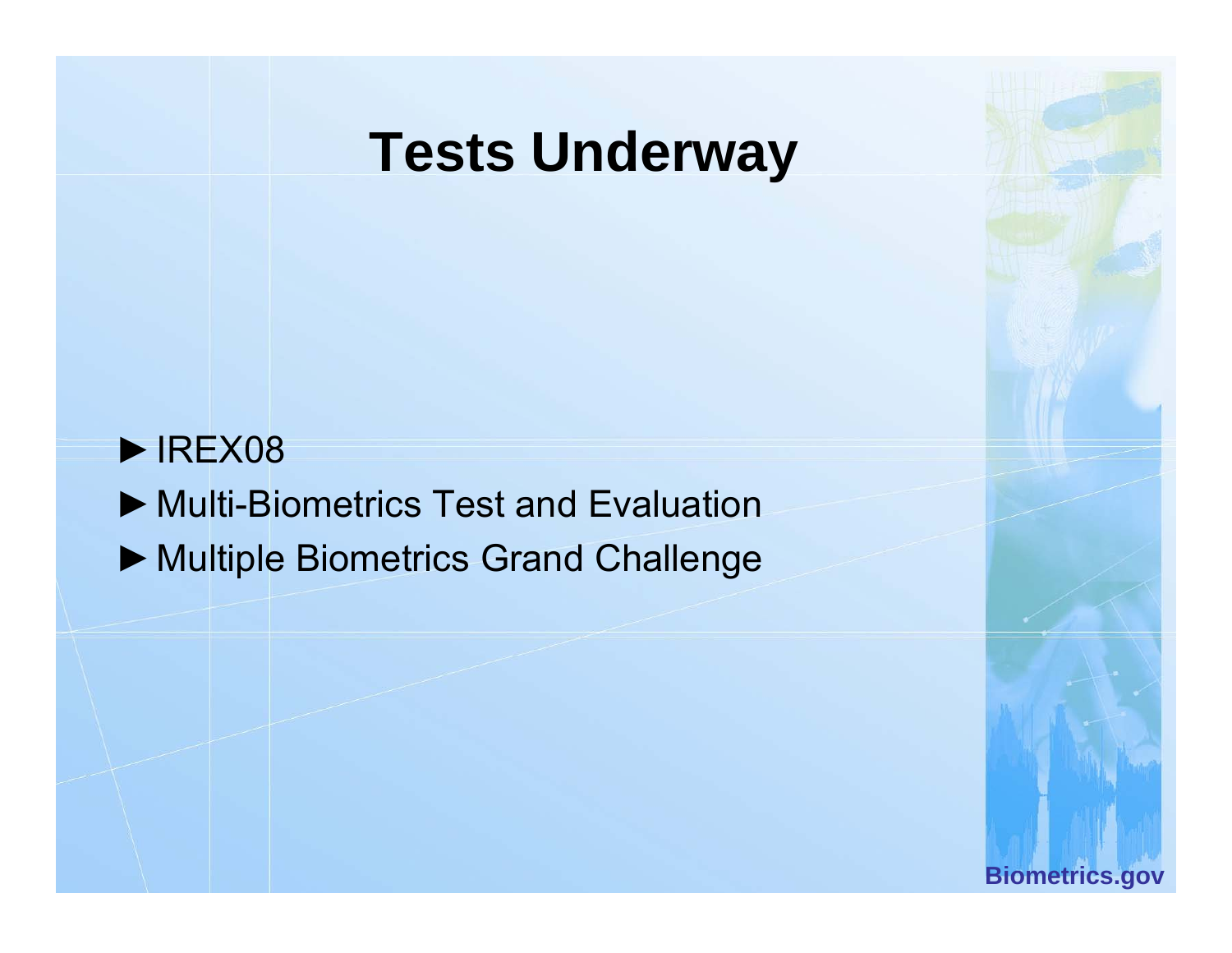# Tests Underway

- IREX08
- Multi-Biometrics Test and Evaluation
- Multiple Biometrics Grand Challenge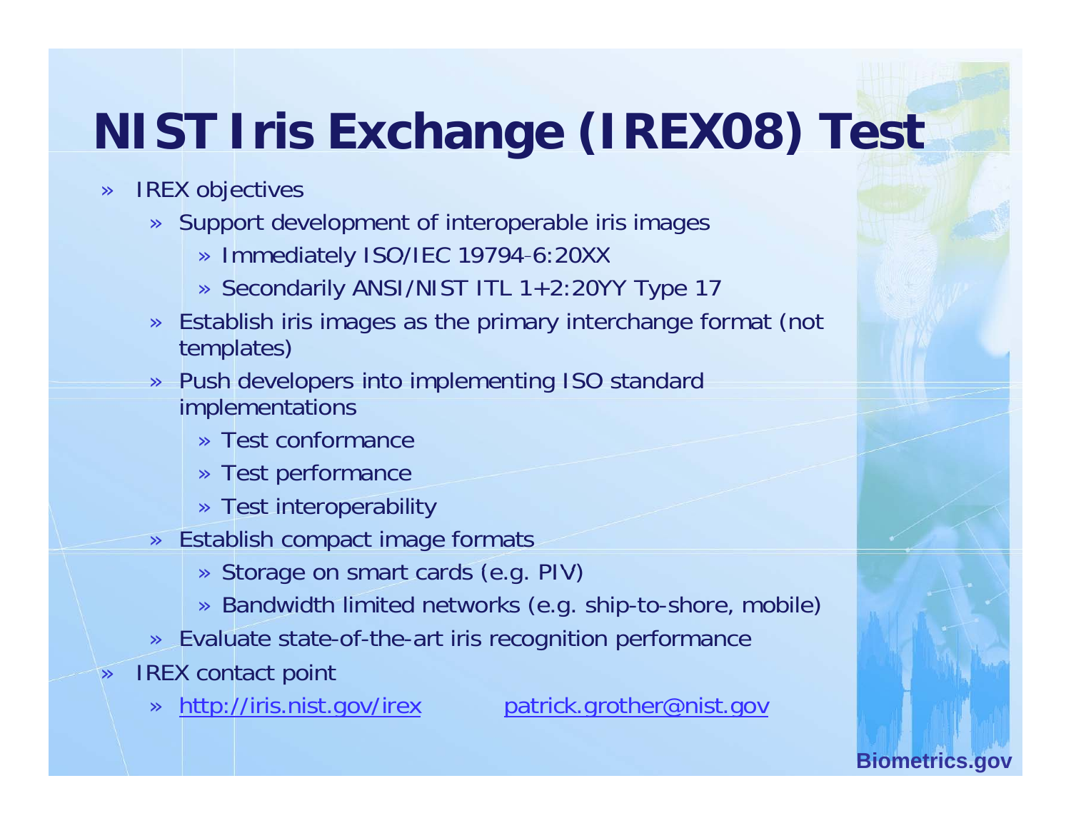# NIST Iris Exchange (IREX08) Test

- IREX objectives
  - Support development of interoperable iris images
    - Immediately ISO/IEC 19794-6:20XX
    - Secondarily ANSI/NIST ITL 1+2:20YY Type 17
  - Establish iris images as the primary interchange format (not templates)
  - Push developers into implementing ISO standard implementations
    - Test conformance
    - Test performance
    - Test interoperability
  - Establish compact image formats
    - Storage on smart cards (e.g. PIV)
    - Bandwidth limited networks (e.g. ship-to-shore, mobile)
  - Evaluate state-of-the-art iris recognition performance
- IREX contact point
  - http://iris.nist.gov/irex patrick.grother@nist.gov

Biometrics.gov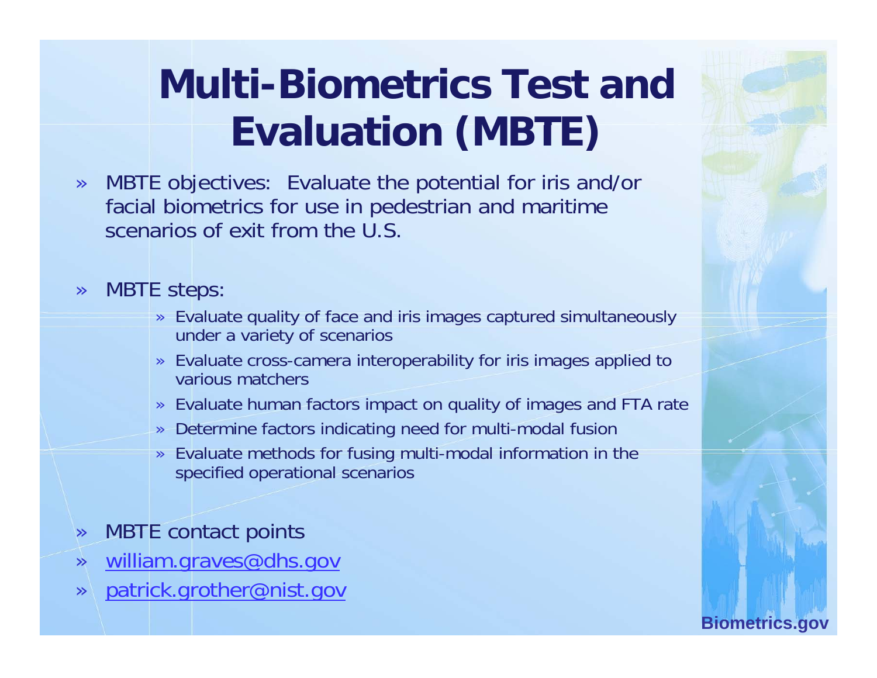# Multi-Biometrics Test and Evaluation (MBTE)

- MBTE objectives: Evaluate the potential for iris and/or facial biometrics for use in pedestrian and maritime scenarios of exit from the U.S.

- MBTE steps:
  - Evaluate quality of face and iris images captured simultaneously under a variety of scenarios
  - Evaluate cross-camera interoperability for iris images applied to various matchers
  - Evaluate human factors impact on quality of images and FTA rate
  - Determine factors indicating need for multi-modal fusion
  - Evaluate methods for fusing multi-modal information in the specified operational scenarios

- MBTE contact points
- william.graves@dhs.gov
- patrick.grother@nist.gov

Biometrics.gov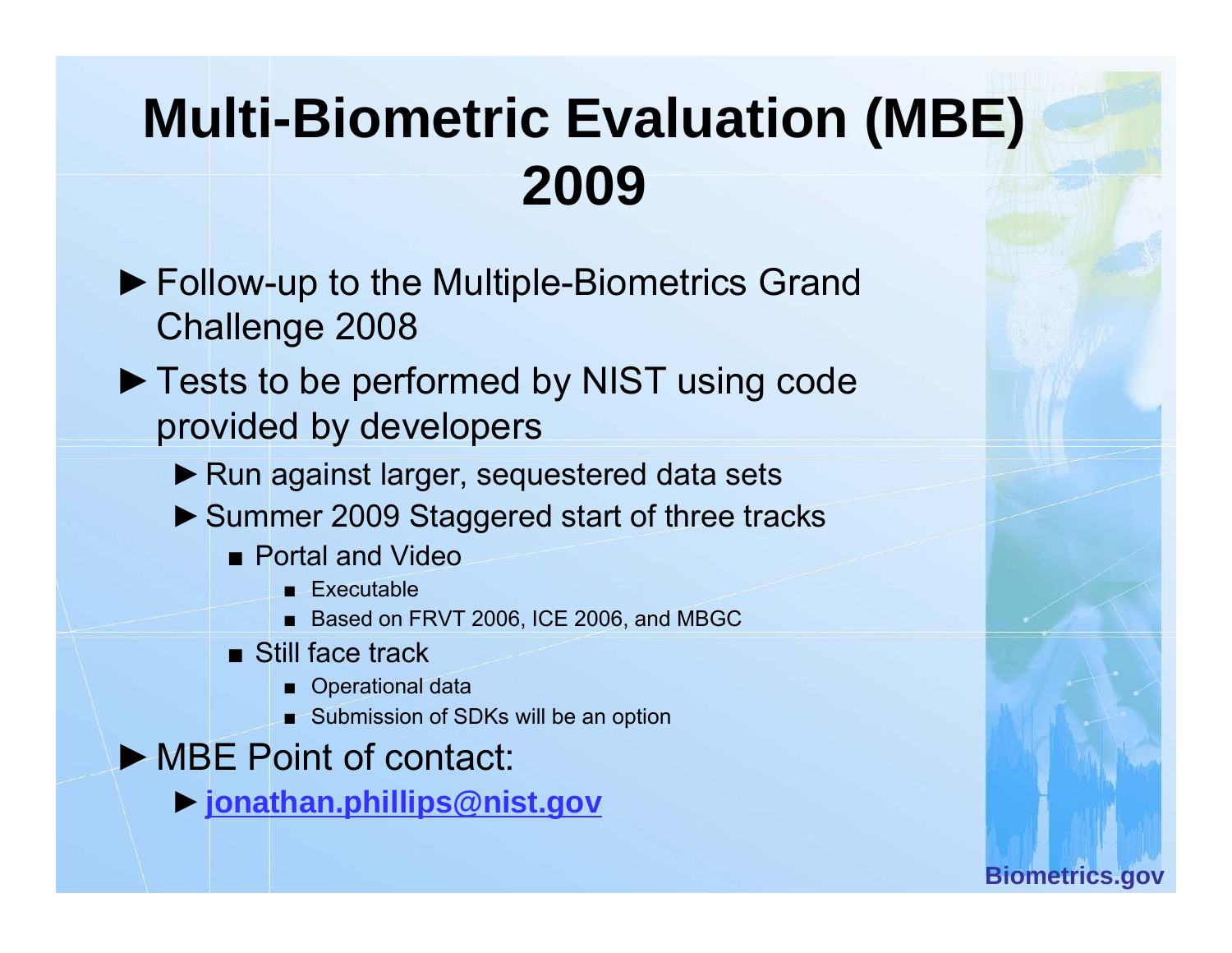# Multi-Biometric Evaluation (MBE) 2009

- Follow-up to the Multiple-Biometrics Grand Challenge 2008
- Tests to be performed by NIST using code provided by developers
  - Run against larger, sequestered data sets
  - Summer 2009 Staggered start of three tracks
    - Portal and Video
      - Executable
      - Based on FRVT 2006, ICE 2006, and MBGC
    - Still face track
      - Operational data
      - Submission of SDKs will be an option
- MBE Point of contact:
  - **jonathan.phillips@nist.gov**

Biometrics.gov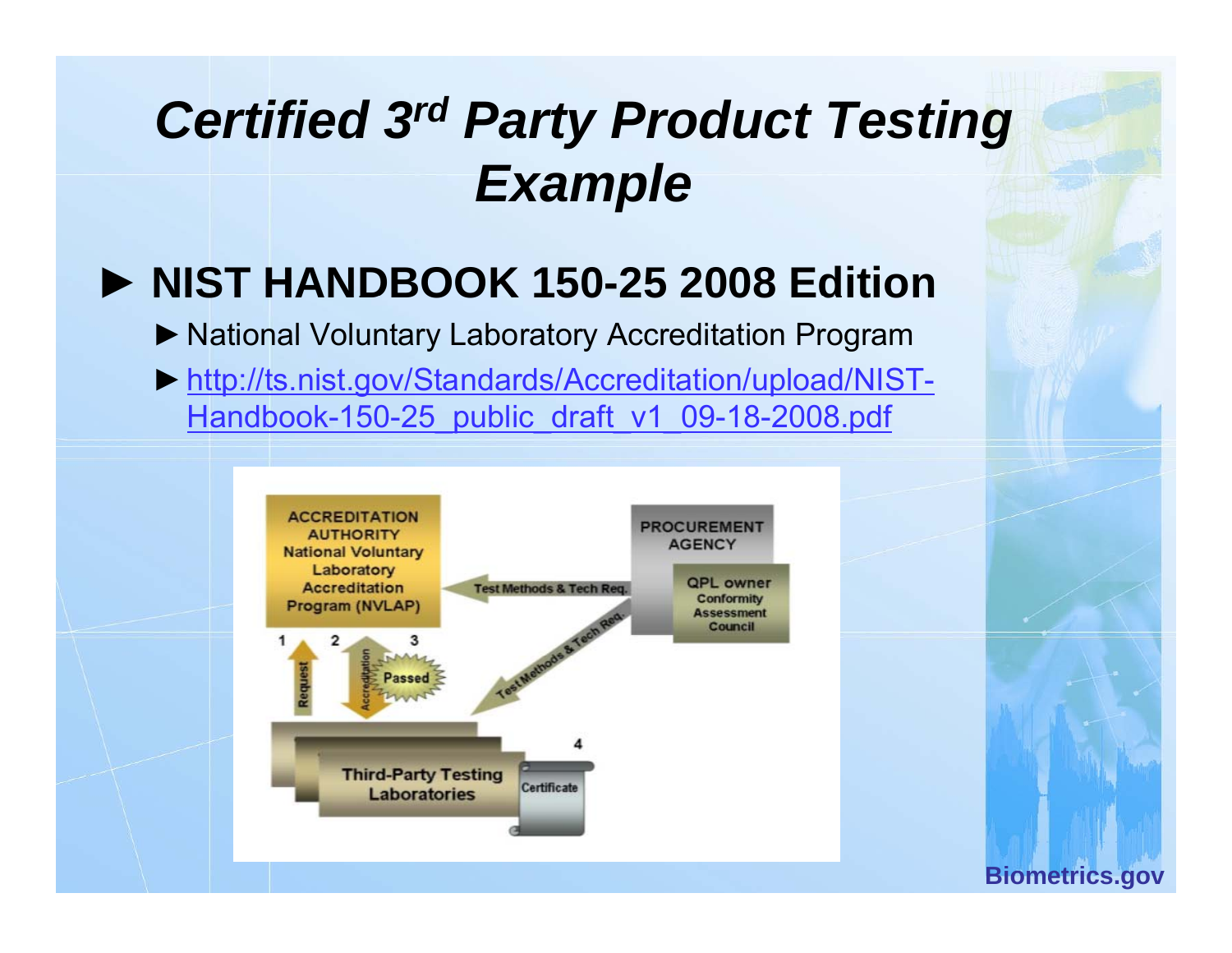# *Certified 3rd Party Product Testing Example*

- **NIST HANDBOOK 150-25 2008 Edition**
  - National Voluntary Laboratory Accreditation Program
  - http://ts.nist.gov/Standards/Accreditation/upload/NIST-Handbook-150-25_public_draft_v1_09-18-2008.pdf

ACCREDITATION AUTHORITY National Voluntary Laboratory Accreditation Program (NVLAP)

PROCUREMENT AGENCY

QPL owner Conformity Assessment Council

Test Methods & Tech Req.

Test Methods & Tech Req.

1 Request

2 Accreditation

3 Passed

Third-Party Testing Laboratories

4 Certificate

Biometrics.gov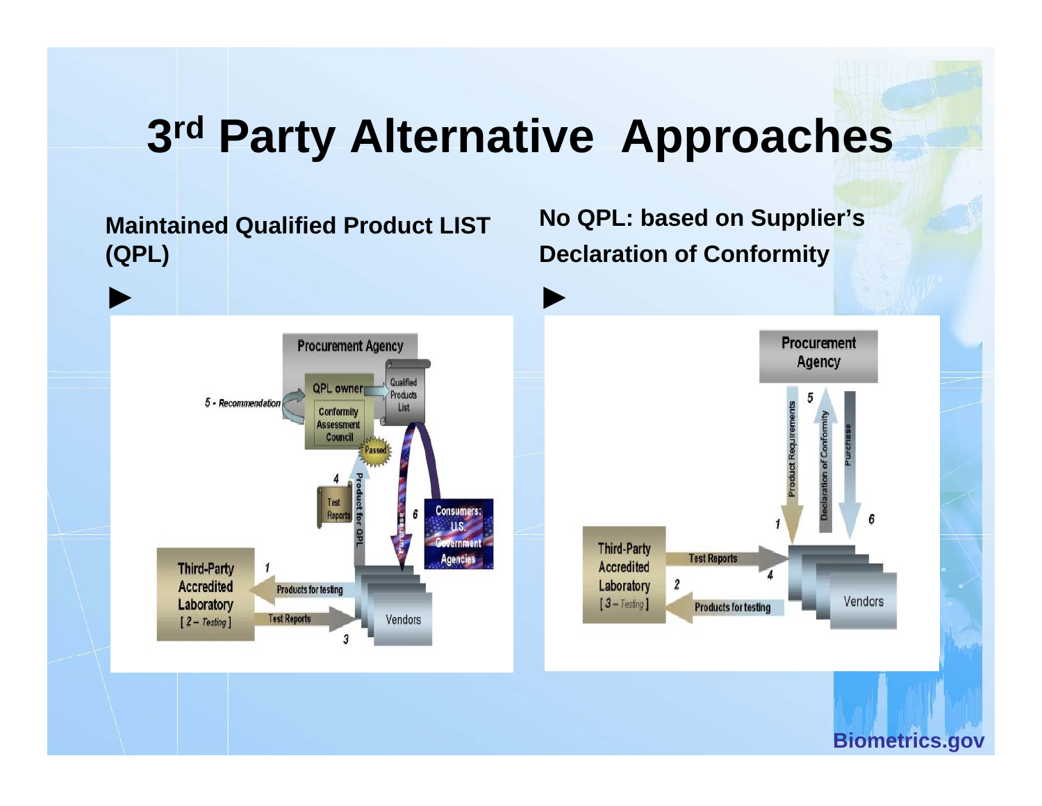# 3rd Party Alternative Approaches

**Maintained Qualified Product LIST (QPL)**

►

Procurement Agency

QPL owner

Conformity Assessment Council

Qualified Products List

5 - Recommendation

Passed

4

Test Reports

Product for QPL

Purchase

6

Consumers: U.S. Government Agencies

Third-Party Accredited Laboratory [ 2 – Testing ]

1

Products for testing

Test Reports

3

Vendors

**No QPL: based on Supplier's Declaration of Conformity**

►

Procurement Agency

5

Product Requirements

Declaration of Conformity

Purchase

1

6

Third-Party Accredited Laboratory [ 3 – Testing ]

Test Reports

4

2

Products for testing

Vendors

Biometrics.gov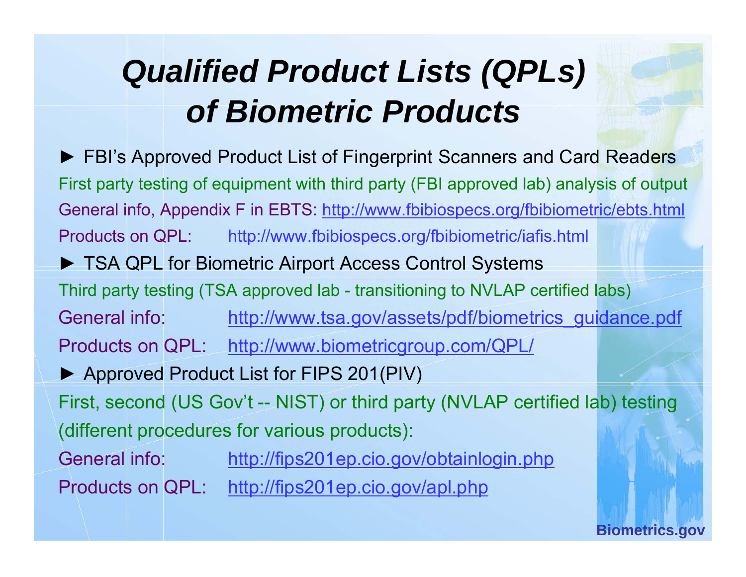# *Qualified Product Lists (QPLs) of Biometric Products*

► FBI's Approved Product List of Fingerprint Scanners and Card Readers

First party testing of equipment with third party (FBI approved lab) analysis of output

General info, Appendix F in EBTS: http://www.fbibiospecs.org/fbibiometric/ebts.html

Products on QPL: http://www.fbibiospecs.org/fbibiometric/iafis.html

► TSA QPL for Biometric Airport Access Control Systems

Third party testing (TSA approved lab - transitioning to NVLAP certified labs)

General info: http://www.tsa.gov/assets/pdf/biometrics_guidance.pdf

Products on QPL: http://www.biometricgroup.com/QPL/

► Approved Product List for FIPS 201(PIV)

First, second (US Gov't -- NIST) or third party (NVLAP certified lab) testing (different procedures for various products):

General info: http://fips201ep.cio.gov/obtainlogin.php

Products on QPL: http://fips201ep.cio.gov/apl.php

Biometrics.gov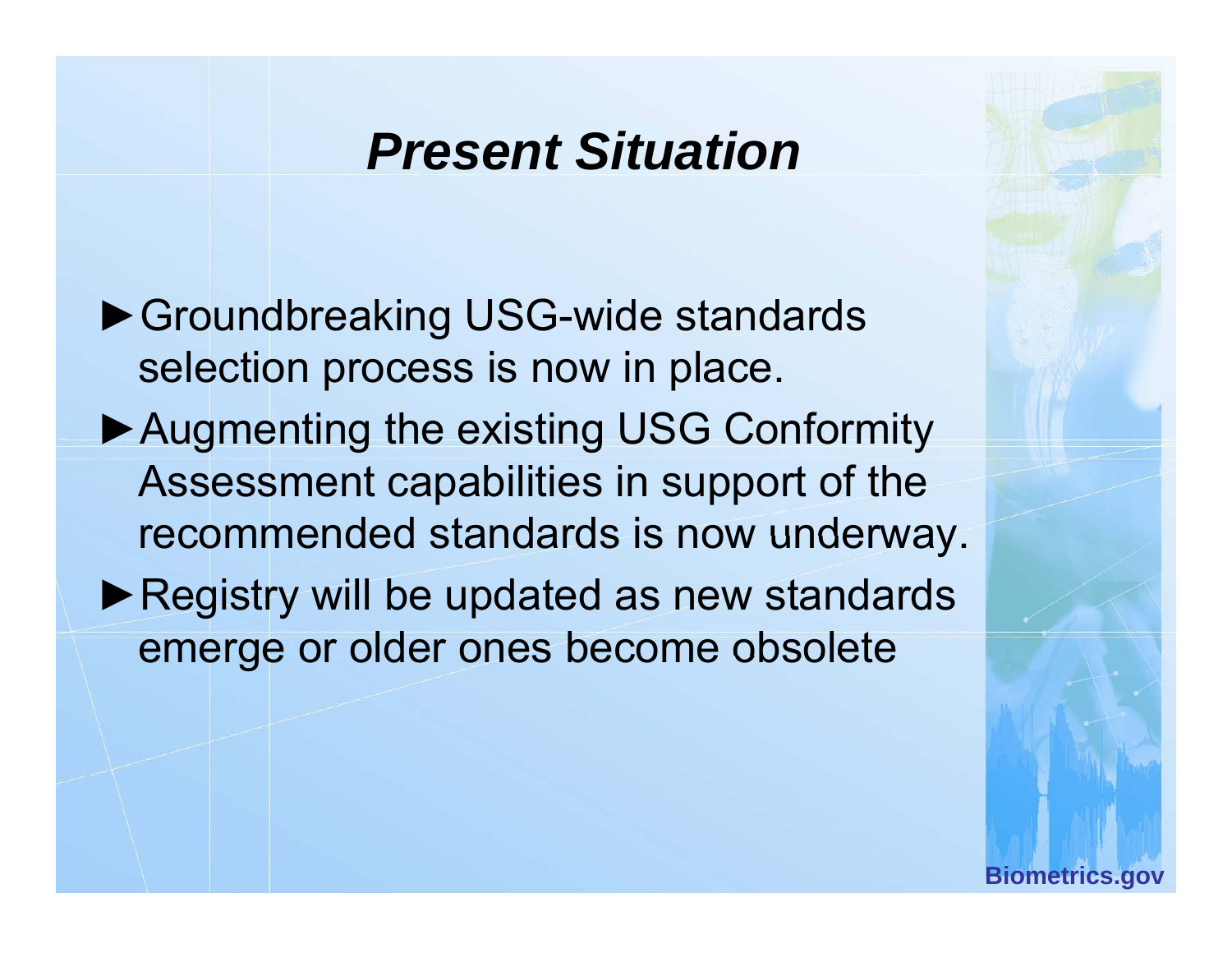# *Present Situation*

- Groundbreaking USG-wide standards selection process is now in place.
- Augmenting the existing USG Conformity Assessment capabilities in support of the recommended standards is now underway.
- Registry will be updated as new standards emerge or older ones become obsolete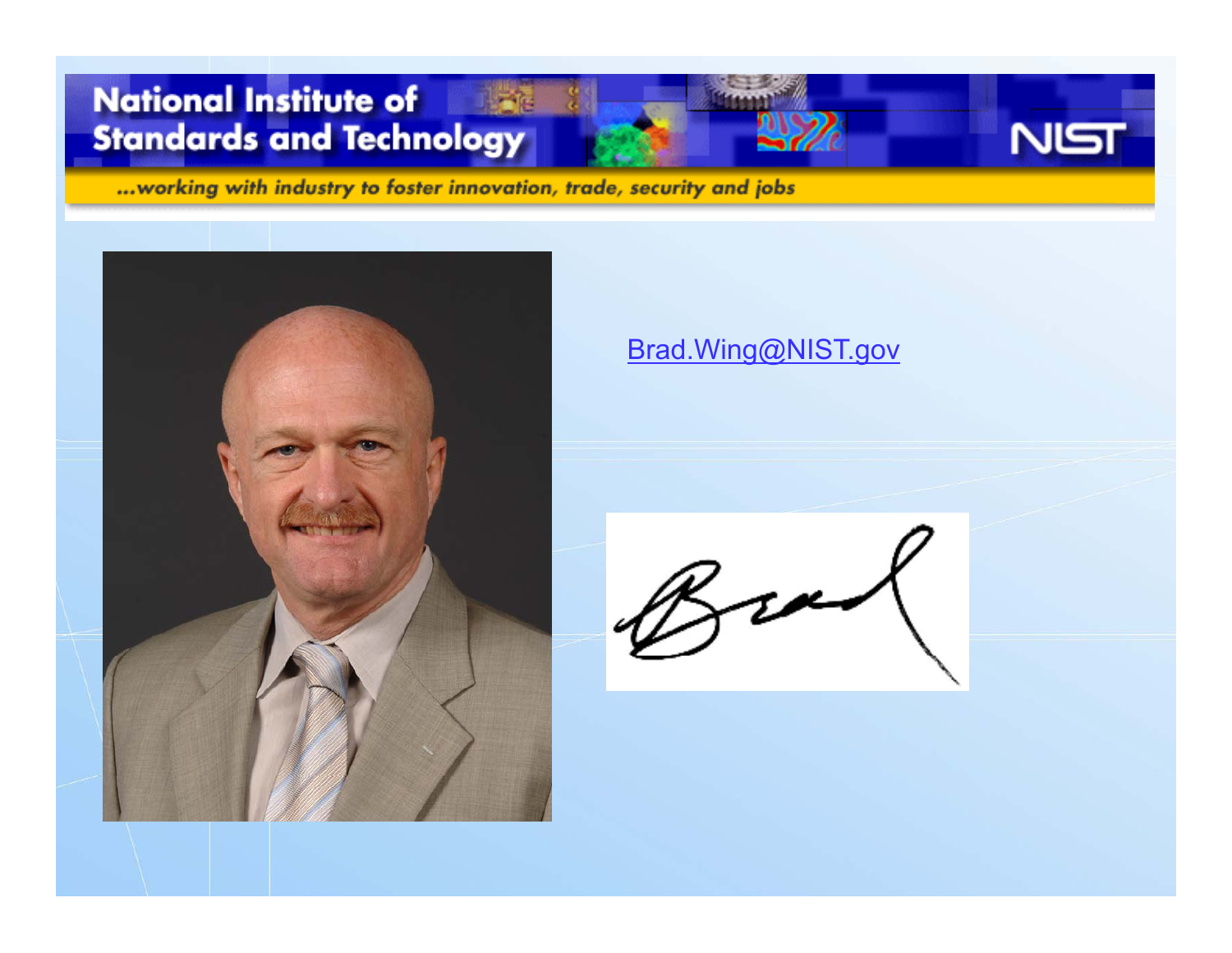National Institute of Standards and Technology

...working with industry to foster innovation, trade, security and jobs

Brad.Wing@NIST.gov